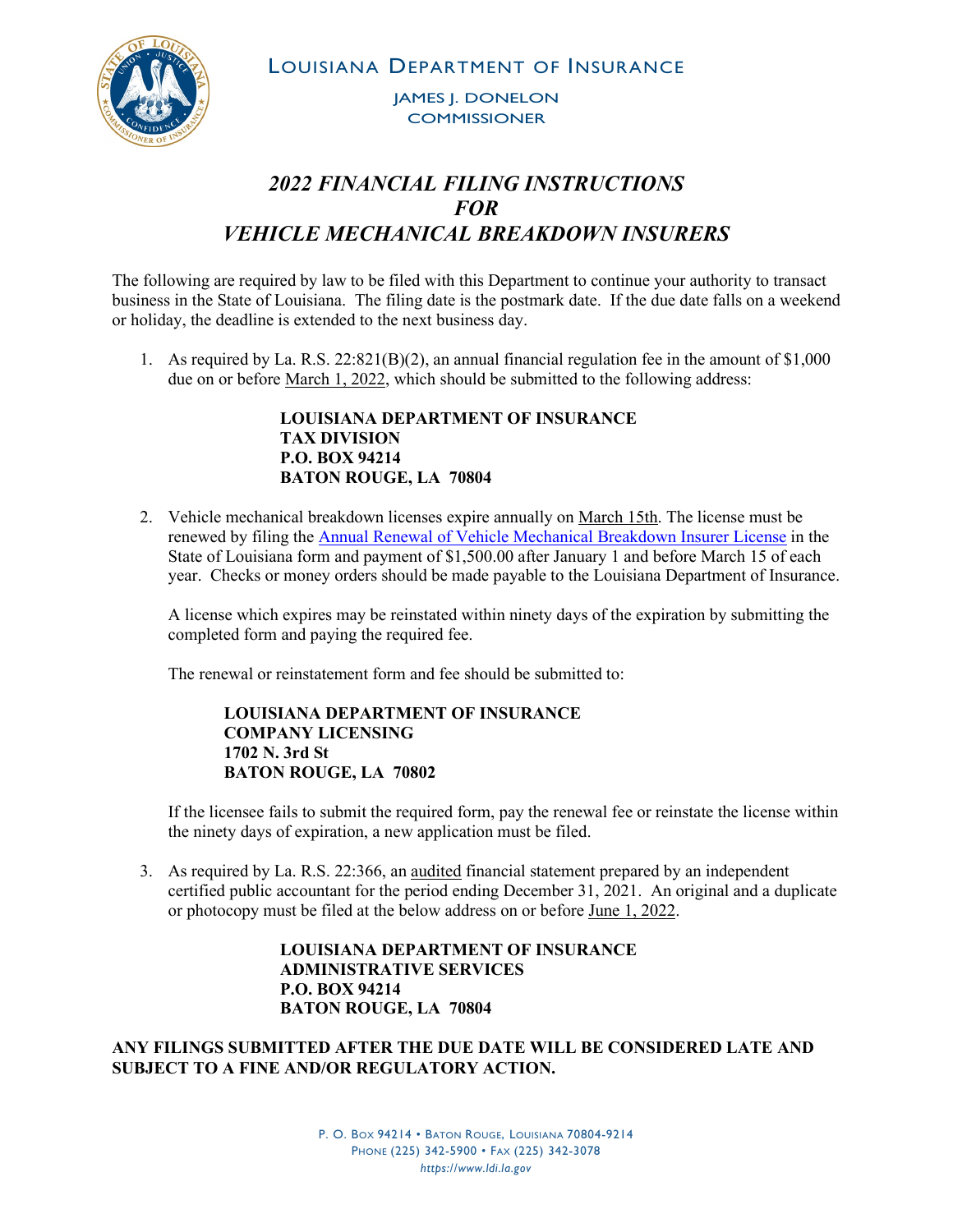LOUISIANA DEPARTMENT OF INSURANCE

JAMES J. DONELON
COMMISSIONER

# *2022 FINANCIAL FILING INSTRUCTIONS FOR VEHICLE MECHANICAL BREAKDOWN INSURERS*

The following are required by law to be filed with this Department to continue your authority to transact business in the State of Louisiana. The filing date is the postmark date. If the due date falls on a weekend or holiday, the deadline is extended to the next business day.

1. As required by La. R.S. 22:821(B)(2), an annual financial regulation fee in the amount of $1,000 due on or before March 1, 2022, which should be submitted to the following address:

   **LOUISIANA DEPARTMENT OF INSURANCE**
   **TAX DIVISION**
   **P.O. BOX 94214**
   **BATON ROUGE, LA 70804**

2. Vehicle mechanical breakdown licenses expire annually on March 15th. The license must be renewed by filing the Annual Renewal of Vehicle Mechanical Breakdown Insurer License in the State of Louisiana form and payment of $1,500.00 after January 1 and before March 15 of each year. Checks or money orders should be made payable to the Louisiana Department of Insurance.

   A license which expires may be reinstated within ninety days of the expiration by submitting the completed form and paying the required fee.

   The renewal or reinstatement form and fee should be submitted to:

   **LOUISIANA DEPARTMENT OF INSURANCE**
   **COMPANY LICENSING**
   **1702 N. 3rd St**
   **BATON ROUGE, LA 70802**

   If the licensee fails to submit the required form, pay the renewal fee or reinstate the license within the ninety days of expiration, a new application must be filed.

3. As required by La. R.S. 22:366, an audited financial statement prepared by an independent certified public accountant for the period ending December 31, 2021. An original and a duplicate or photocopy must be filed at the below address on or before June 1, 2022.

   **LOUISIANA DEPARTMENT OF INSURANCE**
   **ADMINISTRATIVE SERVICES**
   **P.O. BOX 94214**
   **BATON ROUGE, LA 70804**

**ANY FILINGS SUBMITTED AFTER THE DUE DATE WILL BE CONSIDERED LATE AND SUBJECT TO A FINE AND/OR REGULATORY ACTION.**

P. O. BOX 94214 • BATON ROUGE, LOUISIANA 70804-9214
PHONE (225) 342-5900 • FAX (225) 342-3078
*https://www.ldi.la.gov*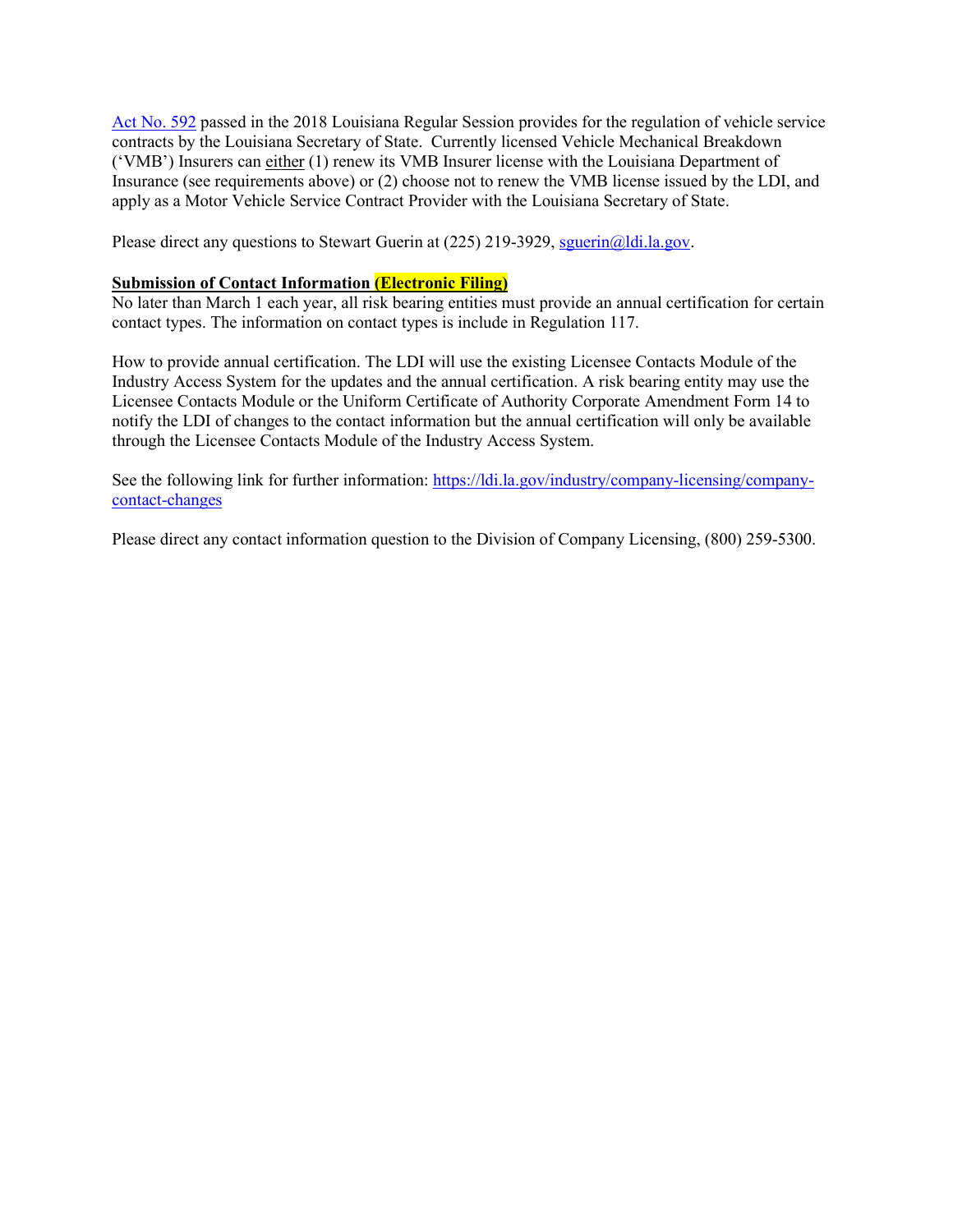Act No. 592 passed in the 2018 Louisiana Regular Session provides for the regulation of vehicle service contracts by the Louisiana Secretary of State. Currently licensed Vehicle Mechanical Breakdown ('VMB') Insurers can either (1) renew its VMB Insurer license with the Louisiana Department of Insurance (see requirements above) or (2) choose not to renew the VMB license issued by the LDI, and apply as a Motor Vehicle Service Contract Provider with the Louisiana Secretary of State.

Please direct any questions to Stewart Guerin at (225) 219-3929, sguerin@ldi.la.gov.

**Submission of Contact Information (Electronic Filing)**

No later than March 1 each year, all risk bearing entities must provide an annual certification for certain contact types. The information on contact types is include in Regulation 117.

How to provide annual certification. The LDI will use the existing Licensee Contacts Module of the Industry Access System for the updates and the annual certification. A risk bearing entity may use the Licensee Contacts Module or the Uniform Certificate of Authority Corporate Amendment Form 14 to notify the LDI of changes to the contact information but the annual certification will only be available through the Licensee Contacts Module of the Industry Access System.

See the following link for further information: https://ldi.la.gov/industry/company-licensing/company-contact-changes

Please direct any contact information question to the Division of Company Licensing, (800) 259-5300.